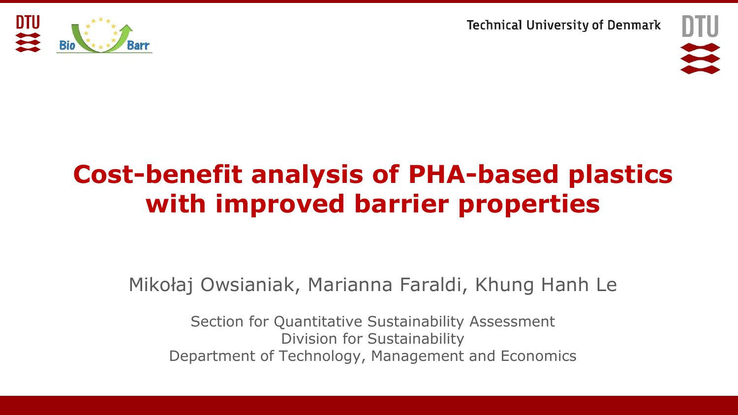# Cost-benefit analysis of PHA-based plastics with improved barrier properties

Mikołaj Owsianiak, Marianna Faraldi, Khung Hanh Le

Section for Quantitative Sustainability Assessment
Division for Sustainability
Department of Technology, Management and Economics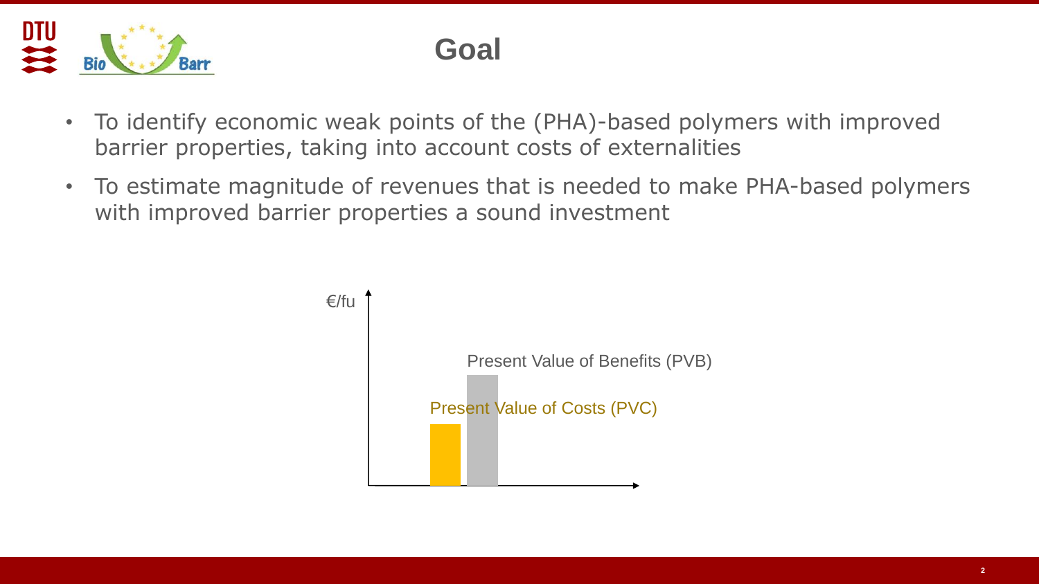# Goal

- To identify economic weak points of the (PHA)-based polymers with improved barrier properties, taking into account costs of externalities
- To estimate magnitude of revenues that is needed to make PHA-based polymers with improved barrier properties a sound investment

€/fu

Present Value of Benefits (PVB)

Present Value of Costs (PVC)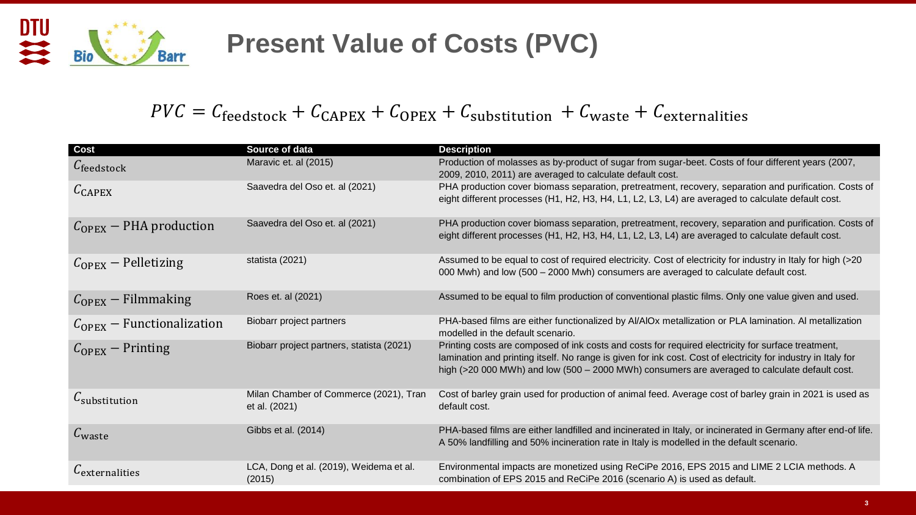# Present Value of Costs (PVC)

$$PVC = C_{\text{feedstock}} + C_{\text{CAPEX}} + C_{\text{OPEX}} + C_{\text{substitution}} + C_{\text{waste}} + C_{\text{externalities}}$$

| Cost | Source of data | Description |
| --- | --- | --- |
| $C_{\text{feedstock}}$ | Maravic et. al (2015) | Production of molasses as by-product of sugar from sugar-beet. Costs of four different years (2007, 2009, 2010, 2011) are averaged to calculate default cost. |
| $C_{\text{CAPEX}}$ | Saavedra del Oso et. al (2021) | PHA production cover biomass separation, pretreatment, recovery, separation and purification. Costs of eight different processes (H1, H2, H3, H4, L1, L2, L3, L4) are averaged to calculate default cost. |
| $C_{\text{OPEX}} - \text{PHA production}$ | Saavedra del Oso et. al (2021) | PHA production cover biomass separation, pretreatment, recovery, separation and purification. Costs of eight different processes (H1, H2, H3, H4, L1, L2, L3, L4) are averaged to calculate default cost. |
| $C_{\text{OPEX}} - \text{Pelletizing}$ | statista (2021) | Assumed to be equal to cost of required electricity. Cost of electricity for industry in Italy for high (>20 000 Mwh) and low (500 – 2000 Mwh) consumers are averaged to calculate default cost. |
| $C_{\text{OPEX}} - \text{Filmmaking}$ | Roes et. al (2021) | Assumed to be equal to film production of conventional plastic films. Only one value given and used. |
| $C_{\text{OPEX}} - \text{Functionalization}$ | Biobarr project partners | PHA-based films are either functionalized by Al/AlOx metallization or PLA lamination. Al metallization modelled in the default scenario. |
| $C_{\text{OPEX}} - \text{Printing}$ | Biobarr project partners, statista (2021) | Printing costs are composed of ink costs and costs for required electricity for surface treatment, lamination and printing itself. No range is given for ink cost. Cost of electricity for industry in Italy for high (>20 000 MWh) and low (500 – 2000 MWh) consumers are averaged to calculate default cost. |
| $C_{\text{substitution}}$ | Milan Chamber of Commerce (2021), Tran et al. (2021) | Cost of barley grain used for production of animal feed. Average cost of barley grain in 2021 is used as default cost. |
| $C_{\text{waste}}$ | Gibbs et al. (2014) | PHA-based films are either landfilled and incinerated in Italy, or incinerated in Germany after end-of life. A 50% landfilling and 50% incineration rate in Italy is modelled in the default scenario. |
| $C_{\text{externalities}}$ | LCA, Dong et al. (2019), Weidema et al. (2015) | Environmental impacts are monetized using ReCiPe 2016, EPS 2015 and LIME 2 LCIA methods. A combination of EPS 2015 and ReCiPe 2016 (scenario A) is used as default. |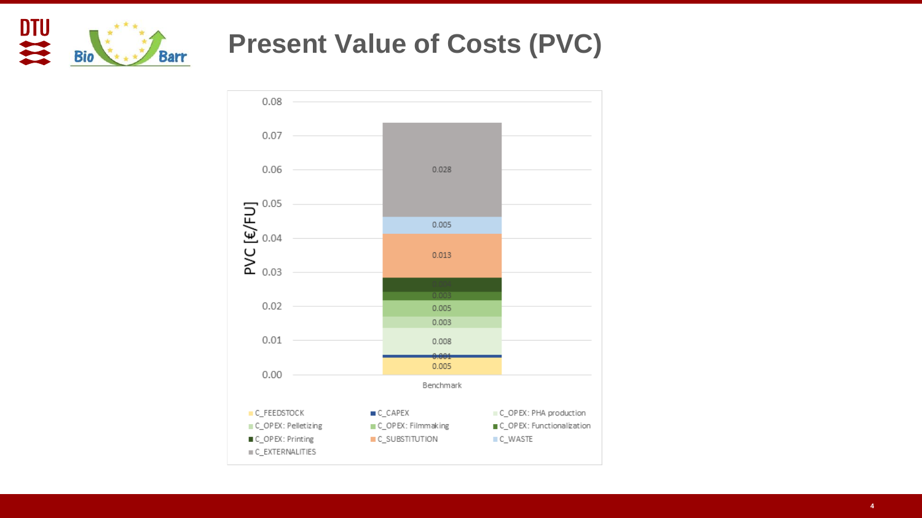# Present Value of Costs (PVC)

PVC [€/FU]

| Component | Benchmark |
| --- | --- |
| C_FEEDSTOCK | 0.005 |
| C_CAPEX | 0.001 |
| C_OPEX: PHA production | 0.008 |
| C_OPEX: Pelletizing | 0.003 |
| C_OPEX: Filmmaking | 0.005 |
| C_OPEX: Functionalization | 0.003 |
| C_OPEX: Printing | 0.004 |
| C_SUBSTITUTION | 0.013 |
| C_WASTE | 0.005 |
| C_EXTERNALITIES | 0.028 |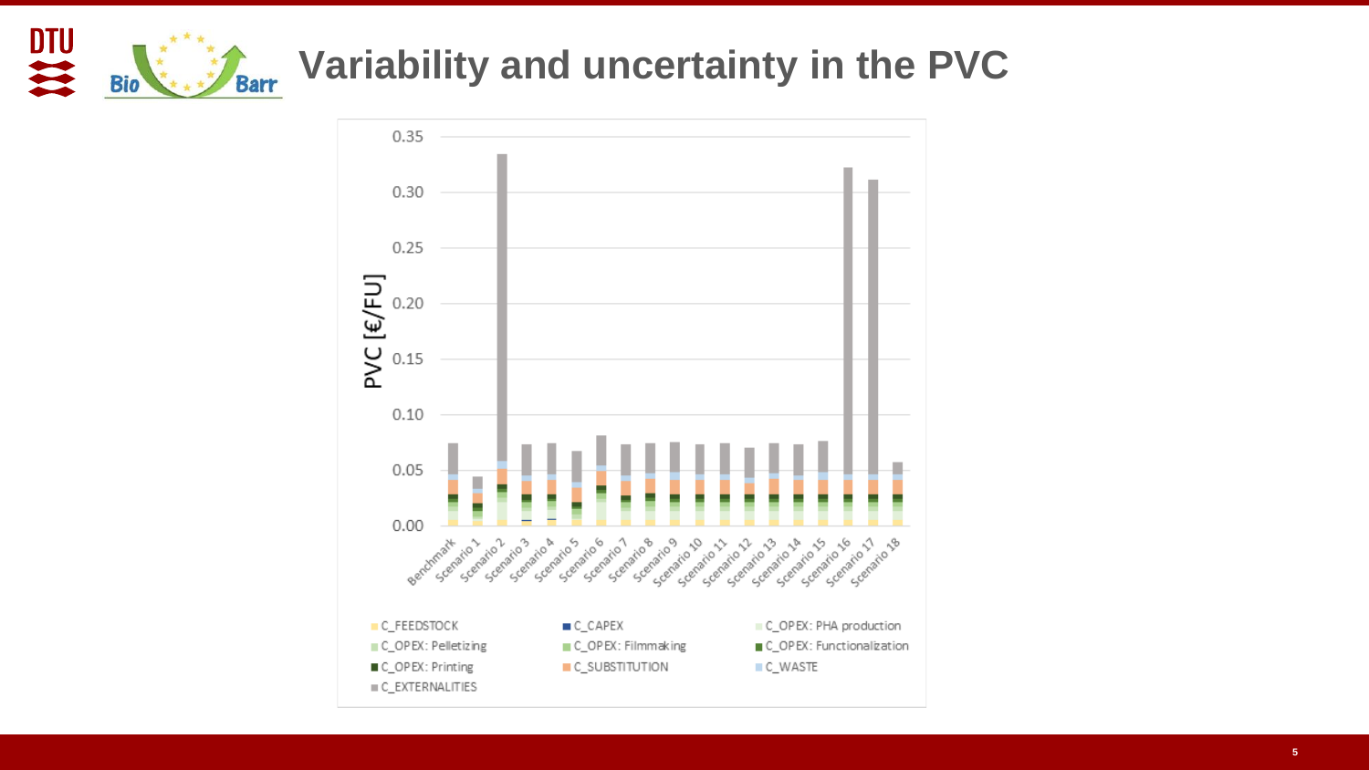# Variability and uncertainty in the PVC

PVC [€/FU]

0.35
0.30
0.25
0.20
0.15
0.10
0.05
0.00

Benchmark, Scenario 1, Scenario 2, Scenario 3, Scenario 4, Scenario 5, Scenario 6, Scenario 7, Scenario 8, Scenario 9, Scenario 10, Scenario 11, Scenario 12, Scenario 13, Scenario 14, Scenario 15, Scenario 16, Scenario 17, Scenario 18

- C_FEEDSTOCK
- C_CAPEX
- C_OPEX: PHA production
- C_OPEX: Pelletizing
- C_OPEX: Filmmaking
- C_OPEX: Functionalization
- C_OPEX: Printing
- C_SUBSTITUTION
- C_WASTE
- C_EXTERNALITIES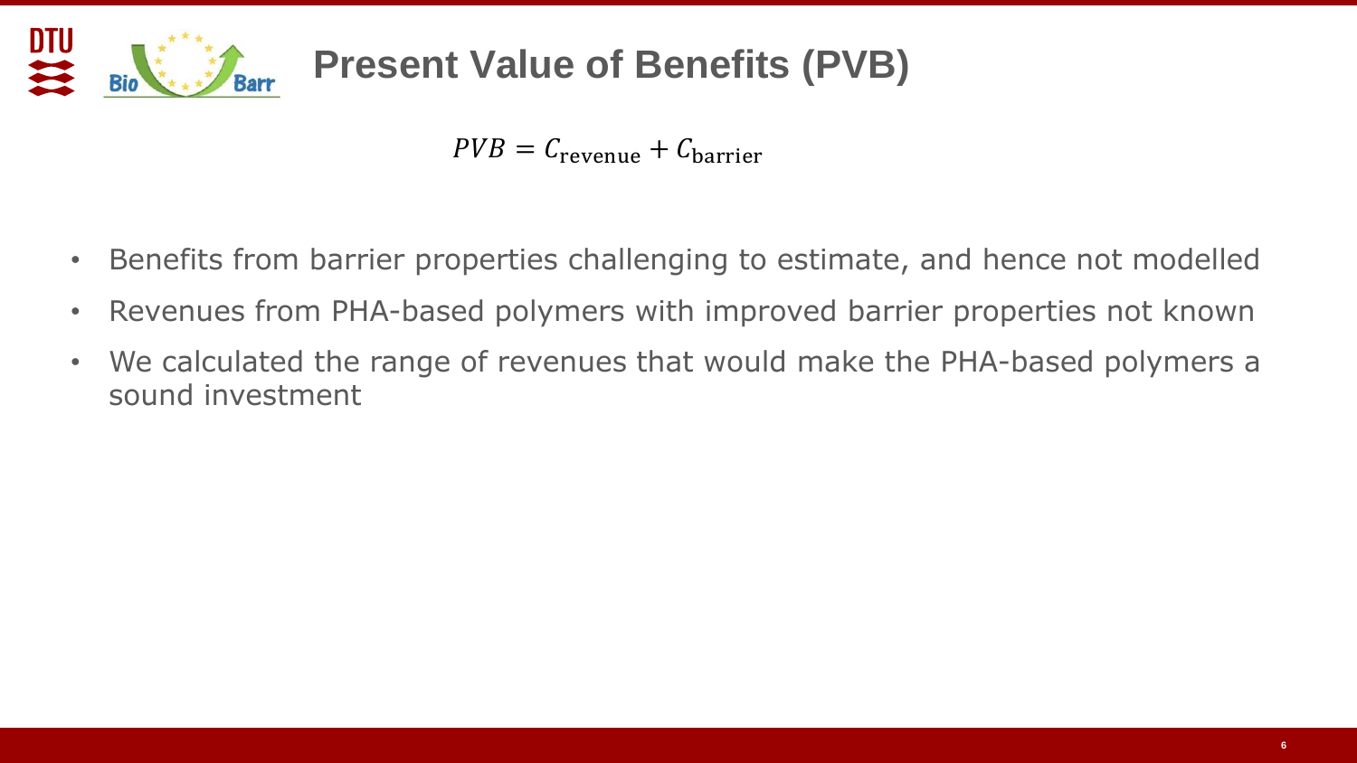# Present Value of Benefits (PVB)

$$PVB = C_{\text{revenue}} + C_{\text{barrier}}$$

- Benefits from barrier properties challenging to estimate, and hence not modelled
- Revenues from PHA-based polymers with improved barrier properties not known
- We calculated the range of revenues that would make the PHA-based polymers a sound investment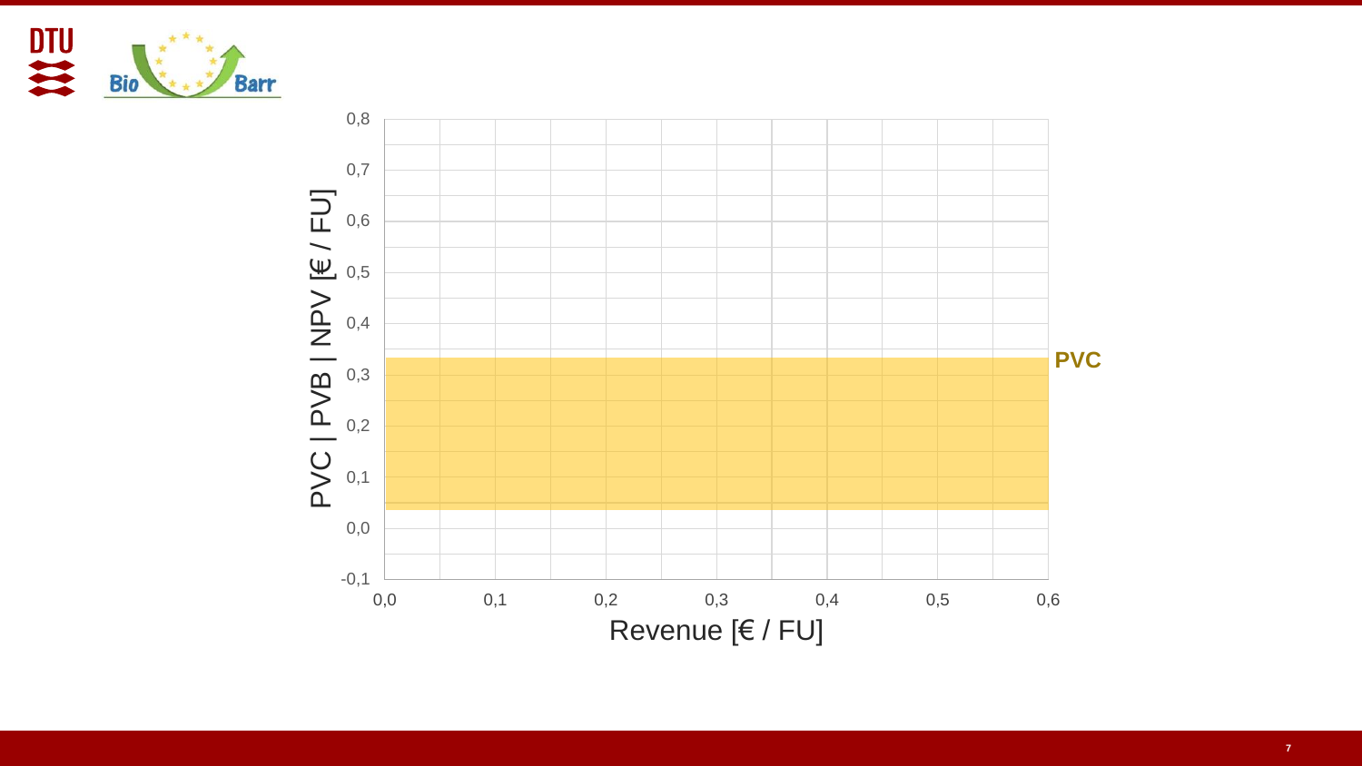PVC | PVB | NPV [€ / FU]

0,8
0,7
0,6
0,5
0,4
0,3
0,2
0,1
0,0
-0,1

0,0 0,1 0,2 0,3 0,4 0,5 0,6

Revenue [€ / FU]

PVC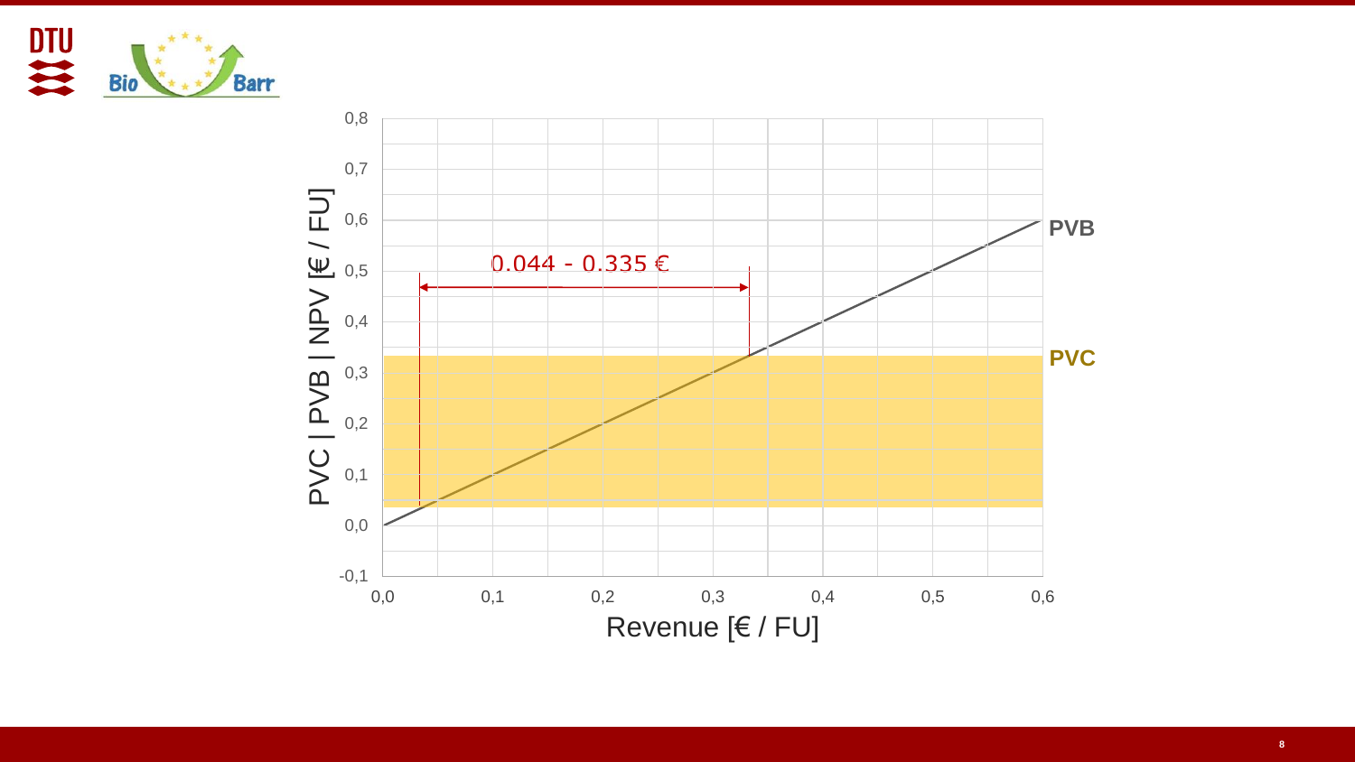0.044 - 0.335 €

PVB

PVC

PVC | PVB | NPV [€ / FU]

Revenue [€ / FU]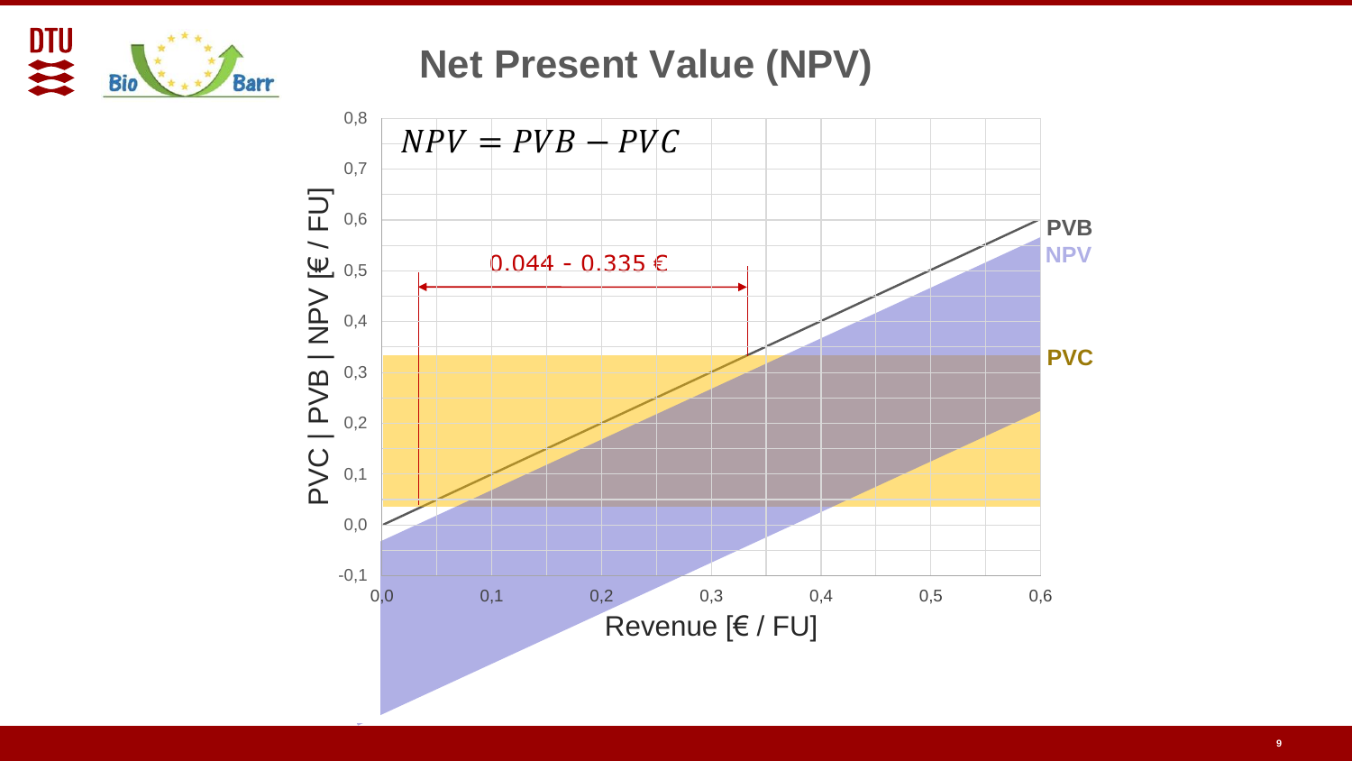# Net Present Value (NPV)

$$NPV = PVB - PVC$$

0.044 - 0.335 €

PVB

NPV

PVC

PVC | PVB | NPV [€ / FU]

Revenue [€ / FU]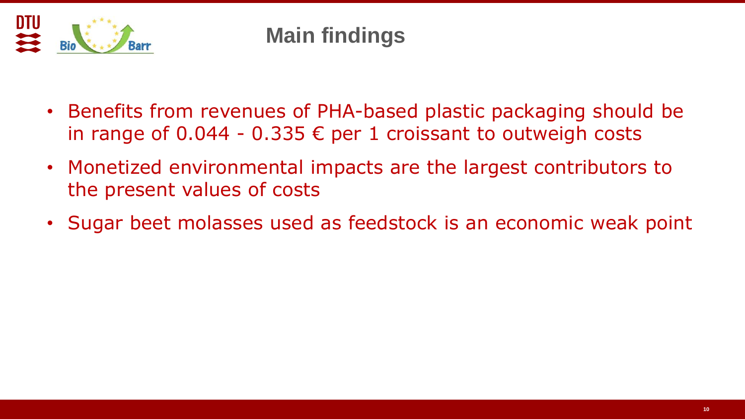# Main findings

- Benefits from revenues of PHA-based plastic packaging should be in range of 0.044 - 0.335 € per 1 croissant to outweigh costs
- Monetized environmental impacts are the largest contributors to the present values of costs
- Sugar beet molasses used as feedstock is an economic weak point